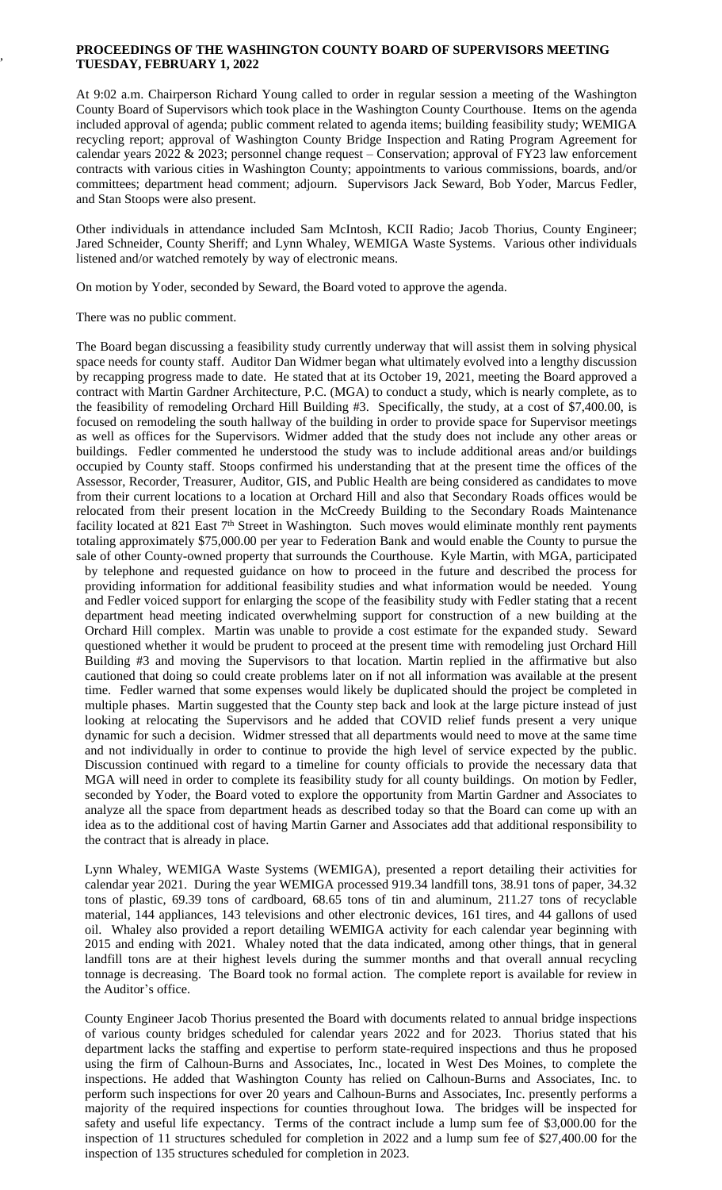**PROCEEDINGS OF THE WASHINGTON COUNTY BOARD OF SUPERVISORS MEETING TUESDAY, FEBRUARY 1, 2022**

At 9:02 a.m. Chairperson Richard Young called to order in regular session a meeting of the Washington County Board of Supervisors which took place in the Washington County Courthouse. Items on the agenda included approval of agenda; public comment related to agenda items; building feasibility study; WEMIGA recycling report; approval of Washington County Bridge Inspection and Rating Program Agreement for calendar years 2022 & 2023; personnel change request – Conservation; approval of FY23 law enforcement contracts with various cities in Washington County; appointments to various commissions, boards, and/or committees; department head comment; adjourn. Supervisors Jack Seward, Bob Yoder, Marcus Fedler, and Stan Stoops were also present.

Other individuals in attendance included Sam McIntosh, KCII Radio; Jacob Thorius, County Engineer; Jared Schneider, County Sheriff; and Lynn Whaley, WEMIGA Waste Systems. Various other individuals listened and/or watched remotely by way of electronic means.

On motion by Yoder, seconded by Seward, the Board voted to approve the agenda.

There was no public comment.

The Board began discussing a feasibility study currently underway that will assist them in solving physical space needs for county staff. Auditor Dan Widmer began what ultimately evolved into a lengthy discussion by recapping progress made to date. He stated that at its October 19, 2021, meeting the Board approved a contract with Martin Gardner Architecture, P.C. (MGA) to conduct a study, which is nearly complete, as to the feasibility of remodeling Orchard Hill Building #3. Specifically, the study, at a cost of $7,400.00, is focused on remodeling the south hallway of the building in order to provide space for Supervisor meetings as well as offices for the Supervisors. Widmer added that the study does not include any other areas or buildings. Fedler commented he understood the study was to include additional areas and/or buildings occupied by County staff. Stoops confirmed his understanding that at the present time the offices of the Assessor, Recorder, Treasurer, Auditor, GIS, and Public Health are being considered as candidates to move from their current locations to a location at Orchard Hill and also that Secondary Roads offices would be relocated from their present location in the McCreedy Building to the Secondary Roads Maintenance facility located at 821 East 7th Street in Washington. Such moves would eliminate monthly rent payments totaling approximately $75,000.00 per year to Federation Bank and would enable the County to pursue the sale of other County-owned property that surrounds the Courthouse. Kyle Martin, with MGA, participated by telephone and requested guidance on how to proceed in the future and described the process for providing information for additional feasibility studies and what information would be needed. Young and Fedler voiced support for enlarging the scope of the feasibility study with Fedler stating that a recent department head meeting indicated overwhelming support for construction of a new building at the Orchard Hill complex. Martin was unable to provide a cost estimate for the expanded study. Seward questioned whether it would be prudent to proceed at the present time with remodeling just Orchard Hill Building #3 and moving the Supervisors to that location. Martin replied in the affirmative but also cautioned that doing so could create problems later on if not all information was available at the present time. Fedler warned that some expenses would likely be duplicated should the project be completed in multiple phases. Martin suggested that the County step back and look at the large picture instead of just looking at relocating the Supervisors and he added that COVID relief funds present a very unique dynamic for such a decision. Widmer stressed that all departments would need to move at the same time and not individually in order to continue to provide the high level of service expected by the public. Discussion continued with regard to a timeline for county officials to provide the necessary data that MGA will need in order to complete its feasibility study for all county buildings. On motion by Fedler, seconded by Yoder, the Board voted to explore the opportunity from Martin Gardner and Associates to analyze all the space from department heads as described today so that the Board can come up with an idea as to the additional cost of having Martin Garner and Associates add that additional responsibility to the contract that is already in place.

Lynn Whaley, WEMIGA Waste Systems (WEMIGA), presented a report detailing their activities for calendar year 2021. During the year WEMIGA processed 919.34 landfill tons, 38.91 tons of paper, 34.32 tons of plastic, 69.39 tons of cardboard, 68.65 tons of tin and aluminum, 211.27 tons of recyclable material, 144 appliances, 143 televisions and other electronic devices, 161 tires, and 44 gallons of used oil. Whaley also provided a report detailing WEMIGA activity for each calendar year beginning with 2015 and ending with 2021. Whaley noted that the data indicated, among other things, that in general landfill tons are at their highest levels during the summer months and that overall annual recycling tonnage is decreasing. The Board took no formal action. The complete report is available for review in the Auditor's office.

County Engineer Jacob Thorius presented the Board with documents related to annual bridge inspections of various county bridges scheduled for calendar years 2022 and for 2023. Thorius stated that his department lacks the staffing and expertise to perform state-required inspections and thus he proposed using the firm of Calhoun-Burns and Associates, Inc., located in West Des Moines, to complete the inspections. He added that Washington County has relied on Calhoun-Burns and Associates, Inc. to perform such inspections for over 20 years and Calhoun-Burns and Associates, Inc. presently performs a majority of the required inspections for counties throughout Iowa. The bridges will be inspected for safety and useful life expectancy. Terms of the contract include a lump sum fee of $3,000.00 for the inspection of 11 structures scheduled for completion in 2022 and a lump sum fee of $27,400.00 for the inspection of 135 structures scheduled for completion in 2023.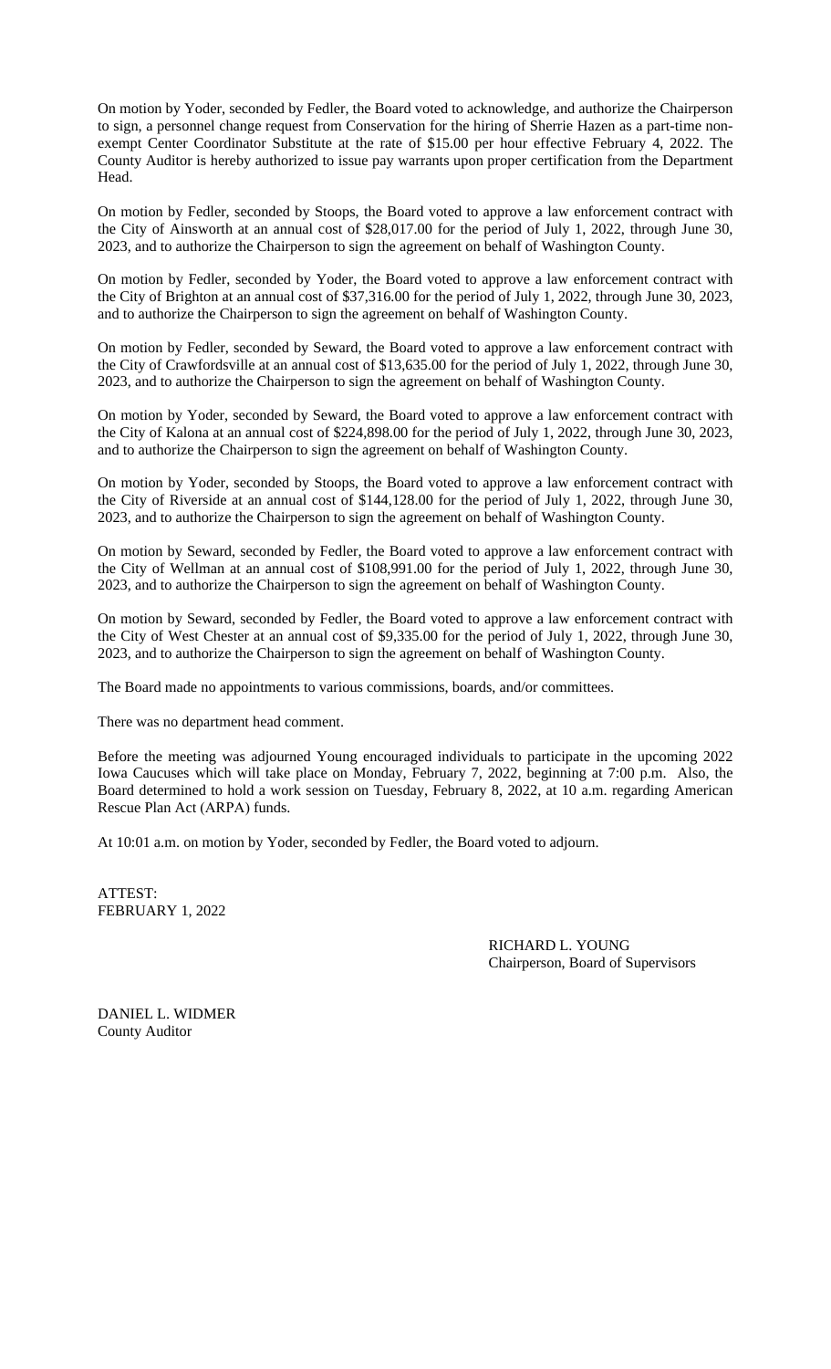On motion by Yoder, seconded by Fedler, the Board voted to acknowledge, and authorize the Chairperson to sign, a personnel change request from Conservation for the hiring of Sherrie Hazen as a part-time non-exempt Center Coordinator Substitute at the rate of $15.00 per hour effective February 4, 2022. The County Auditor is hereby authorized to issue pay warrants upon proper certification from the Department Head.

On motion by Fedler, seconded by Stoops, the Board voted to approve a law enforcement contract with the City of Ainsworth at an annual cost of $28,017.00 for the period of July 1, 2022, through June 30, 2023, and to authorize the Chairperson to sign the agreement on behalf of Washington County.

On motion by Fedler, seconded by Yoder, the Board voted to approve a law enforcement contract with the City of Brighton at an annual cost of $37,316.00 for the period of July 1, 2022, through June 30, 2023, and to authorize the Chairperson to sign the agreement on behalf of Washington County.

On motion by Fedler, seconded by Seward, the Board voted to approve a law enforcement contract with the City of Crawfordsville at an annual cost of $13,635.00 for the period of July 1, 2022, through June 30, 2023, and to authorize the Chairperson to sign the agreement on behalf of Washington County.

On motion by Yoder, seconded by Seward, the Board voted to approve a law enforcement contract with the City of Kalona at an annual cost of $224,898.00 for the period of July 1, 2022, through June 30, 2023, and to authorize the Chairperson to sign the agreement on behalf of Washington County.

On motion by Yoder, seconded by Stoops, the Board voted to approve a law enforcement contract with the City of Riverside at an annual cost of $144,128.00 for the period of July 1, 2022, through June 30, 2023, and to authorize the Chairperson to sign the agreement on behalf of Washington County.

On motion by Seward, seconded by Fedler, the Board voted to approve a law enforcement contract with the City of Wellman at an annual cost of $108,991.00 for the period of July 1, 2022, through June 30, 2023, and to authorize the Chairperson to sign the agreement on behalf of Washington County.

On motion by Seward, seconded by Fedler, the Board voted to approve a law enforcement contract with the City of West Chester at an annual cost of $9,335.00 for the period of July 1, 2022, through June 30, 2023, and to authorize the Chairperson to sign the agreement on behalf of Washington County.

The Board made no appointments to various commissions, boards, and/or committees.

There was no department head comment.

Before the meeting was adjourned Young encouraged individuals to participate in the upcoming 2022 Iowa Caucuses which will take place on Monday, February 7, 2022, beginning at 7:00 p.m. Also, the Board determined to hold a work session on Tuesday, February 8, 2022, at 10 a.m. regarding American Rescue Plan Act (ARPA) funds.

At 10:01 a.m. on motion by Yoder, seconded by Fedler, the Board voted to adjourn.

ATTEST:
FEBRUARY 1, 2022

RICHARD L. YOUNG
Chairperson, Board of Supervisors

DANIEL L. WIDMER
County Auditor